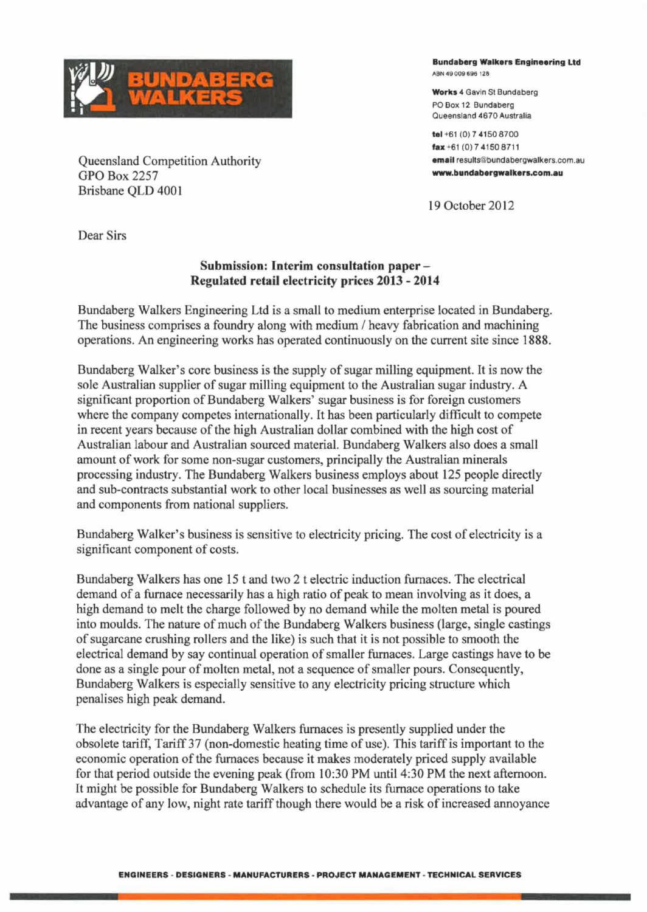**Bundaberg Walkers Engineering Ltd**
ABN 49 009 696 128

**Works** 4 Gavin St Bundaberg
PO Box 12 Bundaberg
Queensland 4670 Australia

**tel** +61 (0) 7 4150 8700
**fax** +61 (0) 7 4150 8711
**email** results@bundabergwalkers.com.au
**www.bundabergwalkers.com.au**

Queensland Competition Authority
GPO Box 2257
Brisbane QLD 4001

19 October 2012

Dear Sirs

**Submission: Interim consultation paper – Regulated retail electricity prices 2013 - 2014**

Bundaberg Walkers Engineering Ltd is a small to medium enterprise located in Bundaberg. The business comprises a foundry along with medium / heavy fabrication and machining operations. An engineering works has operated continuously on the current site since 1888.

Bundaberg Walker's core business is the supply of sugar milling equipment. It is now the sole Australian supplier of sugar milling equipment to the Australian sugar industry. A significant proportion of Bundaberg Walkers' sugar business is for foreign customers where the company competes internationally. It has been particularly difficult to compete in recent years because of the high Australian dollar combined with the high cost of Australian labour and Australian sourced material. Bundaberg Walkers also does a small amount of work for some non-sugar customers, principally the Australian minerals processing industry. The Bundaberg Walkers business employs about 125 people directly and sub-contracts substantial work to other local businesses as well as sourcing material and components from national suppliers.

Bundaberg Walker's business is sensitive to electricity pricing. The cost of electricity is a significant component of costs.

Bundaberg Walkers has one 15 t and two 2 t electric induction furnaces. The electrical demand of a furnace necessarily has a high ratio of peak to mean involving as it does, a high demand to melt the charge followed by no demand while the molten metal is poured into moulds. The nature of much of the Bundaberg Walkers business (large, single castings of sugarcane crushing rollers and the like) is such that it is not possible to smooth the electrical demand by say continual operation of smaller furnaces. Large castings have to be done as a single pour of molten metal, not a sequence of smaller pours. Consequently, Bundaberg Walkers is especially sensitive to any electricity pricing structure which penalises high peak demand.

The electricity for the Bundaberg Walkers furnaces is presently supplied under the obsolete tariff, Tariff 37 (non-domestic heating time of use). This tariff is important to the economic operation of the furnaces because it makes moderately priced supply available for that period outside the evening peak (from 10:30 PM until 4:30 PM the next afternoon. It might be possible for Bundaberg Walkers to schedule its furnace operations to take advantage of any low, night rate tariff though there would be a risk of increased annoyance

ENGINEERS - DESIGNERS - MANUFACTURERS - PROJECT MANAGEMENT - TECHNICAL SERVICES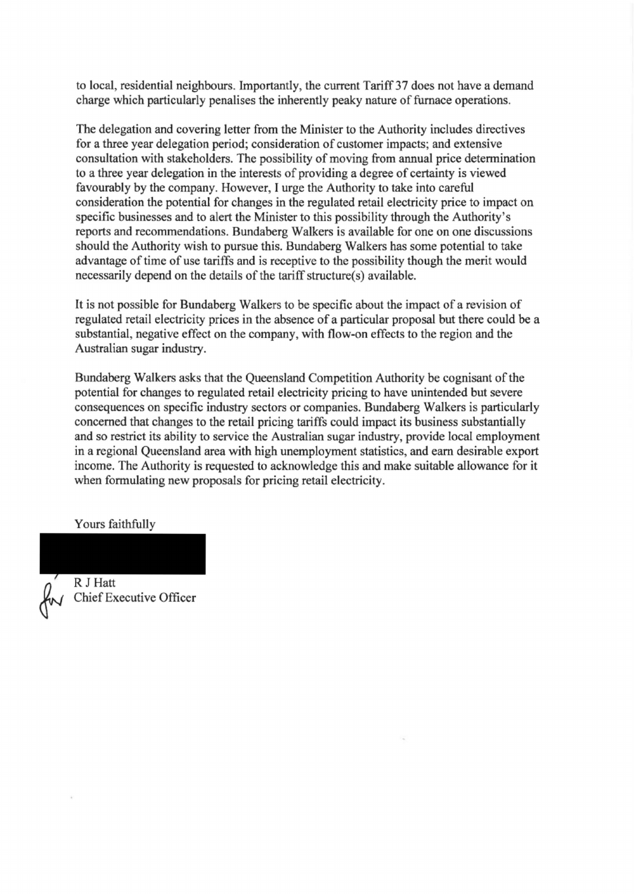to local, residential neighbours. Importantly, the current Tariff 37 does not have a demand charge which particularly penalises the inherently peaky nature of furnace operations.

The delegation and covering letter from the Minister to the Authority includes directives for a three year delegation period; consideration of customer impacts; and extensive consultation with stakeholders. The possibility of moving from annual price determination to a three year delegation in the interests of providing a degree of certainty is viewed favourably by the company. However, I urge the Authority to take into careful consideration the potential for changes in the regulated retail electricity price to impact on specific businesses and to alert the Minister to this possibility through the Authority's reports and recommendations. Bundaberg Walkers is available for one on one discussions should the Authority wish to pursue this. Bundaberg Walkers has some potential to take advantage of time of use tariffs and is receptive to the possibility though the merit would necessarily depend on the details of the tariff structure(s) available.

It is not possible for Bundaberg Walkers to be specific about the impact of a revision of regulated retail electricity prices in the absence of a particular proposal but there could be a substantial, negative effect on the company, with flow-on effects to the region and the Australian sugar industry.

Bundaberg Walkers asks that the Queensland Competition Authority be cognisant of the potential for changes to regulated retail electricity pricing to have unintended but severe consequences on specific industry sectors or companies. Bundaberg Walkers is particularly concerned that changes to the retail pricing tariffs could impact its business substantially and so restrict its ability to service the Australian sugar industry, provide local employment in a regional Queensland area with high unemployment statistics, and earn desirable export income. The Authority is requested to acknowledge this and make suitable allowance for it when formulating new proposals for pricing retail electricity.

Yours faithfully

R J Hatt
Chief Executive Officer